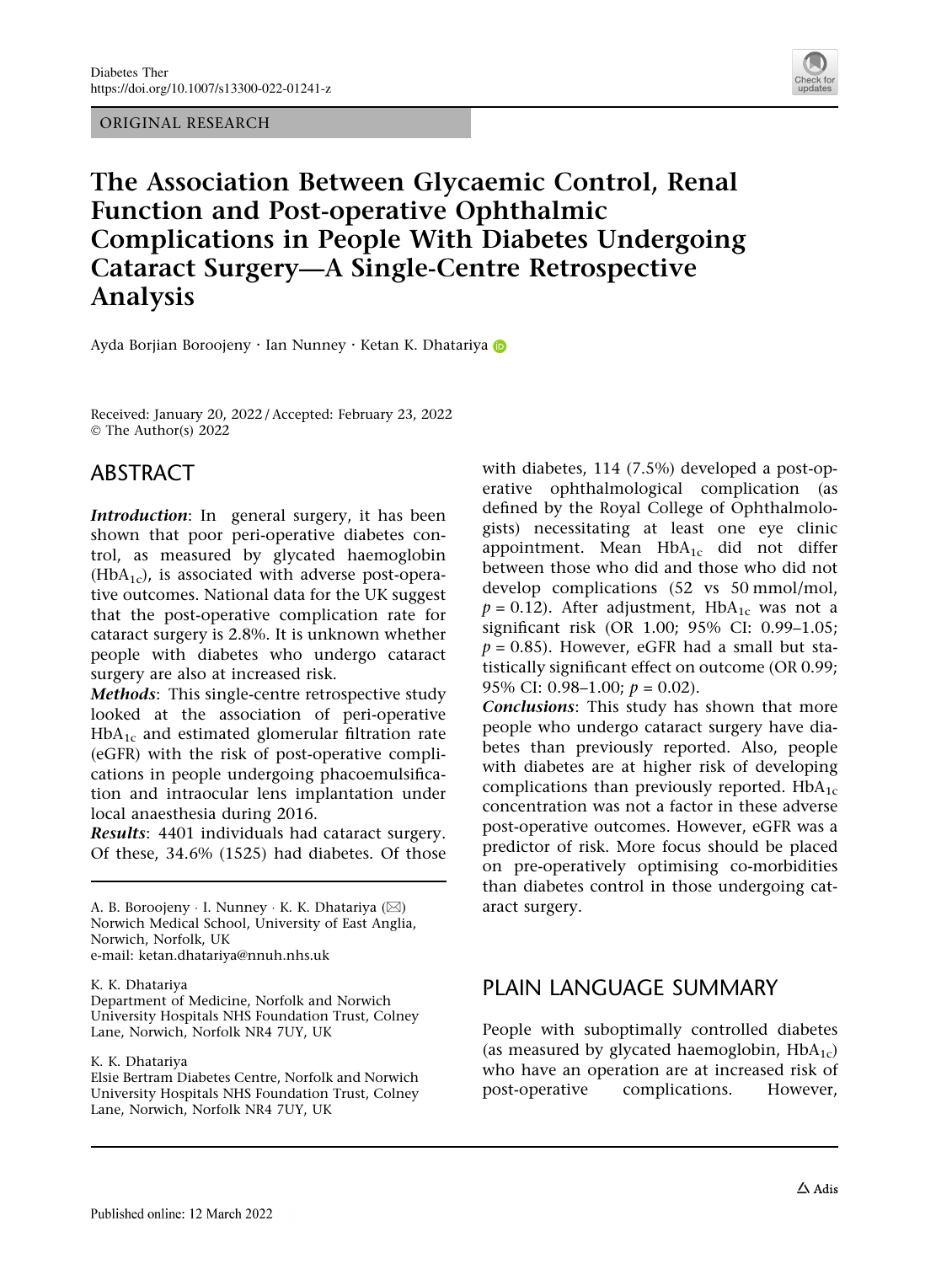ORIGINAL RESEARCH

# The Association Between Glycaemic Control, Renal Function and Post-operative Ophthalmic Complications in People With Diabetes Undergoing Cataract Surgery—A Single-Centre Retrospective Analysis

Ayda Borjian Boroojeny · Ian Nunney · Ketan K. Dhatariya

Received: January 20, 2022 / Accepted: February 23, 2022
© The Author(s) 2022

## ABSTRACT

***Introduction***: In general surgery, it has been shown that poor peri-operative diabetes control, as measured by glycated haemoglobin ($HbA_{1c}$), is associated with adverse post-operative outcomes. National data for the UK suggest that the post-operative complication rate for cataract surgery is 2.8%. It is unknown whether people with diabetes who undergo cataract surgery are also at increased risk.

***Methods***: This single-centre retrospective study looked at the association of peri-operative $HbA_{1c}$ and estimated glomerular filtration rate (eGFR) with the risk of post-operative complications in people undergoing phacoemulsification and intraocular lens implantation under local anaesthesia during 2016.

***Results***: 4401 individuals had cataract surgery. Of these, 34.6% (1525) had diabetes. Of those with diabetes, 114 (7.5%) developed a post-operative ophthalmological complication (as defined by the Royal College of Ophthalmologists) necessitating at least one eye clinic appointment. Mean $HbA_{1c}$ did not differ between those who did and those who did not develop complications (52 vs 50 mmol/mol, $p = 0.12$). After adjustment, $HbA_{1c}$ was not a significant risk (OR 1.00; 95% CI: 0.99–1.05; $p = 0.85$). However, eGFR had a small but statistically significant effect on outcome (OR 0.99; 95% CI: 0.98–1.00; $p = 0.02$).

***Conclusions***: This study has shown that more people who undergo cataract surgery have diabetes than previously reported. Also, people with diabetes are at higher risk of developing complications than previously reported. $HbA_{1c}$ concentration was not a factor in these adverse post-operative outcomes. However, eGFR was a predictor of risk. More focus should be placed on pre-operatively optimising co-morbidities than diabetes control in those undergoing cataract surgery.

A. B. Boroojeny · I. Nunney · K. K. Dhatariya (✉)
Norwich Medical School, University of East Anglia, Norwich, Norfolk, UK
e-mail: ketan.dhatariya@nnuh.nhs.uk

K. K. Dhatariya
Department of Medicine, Norfolk and Norwich University Hospitals NHS Foundation Trust, Colney Lane, Norwich, Norfolk NR4 7UY, UK

K. K. Dhatariya
Elsie Bertram Diabetes Centre, Norfolk and Norwich University Hospitals NHS Foundation Trust, Colney Lane, Norwich, Norfolk NR4 7UY, UK

## PLAIN LANGUAGE SUMMARY

People with suboptimally controlled diabetes (as measured by glycated haemoglobin, $HbA_{1c}$) who have an operation are at increased risk of post-operative complications. However,

Published online: 12 March 2022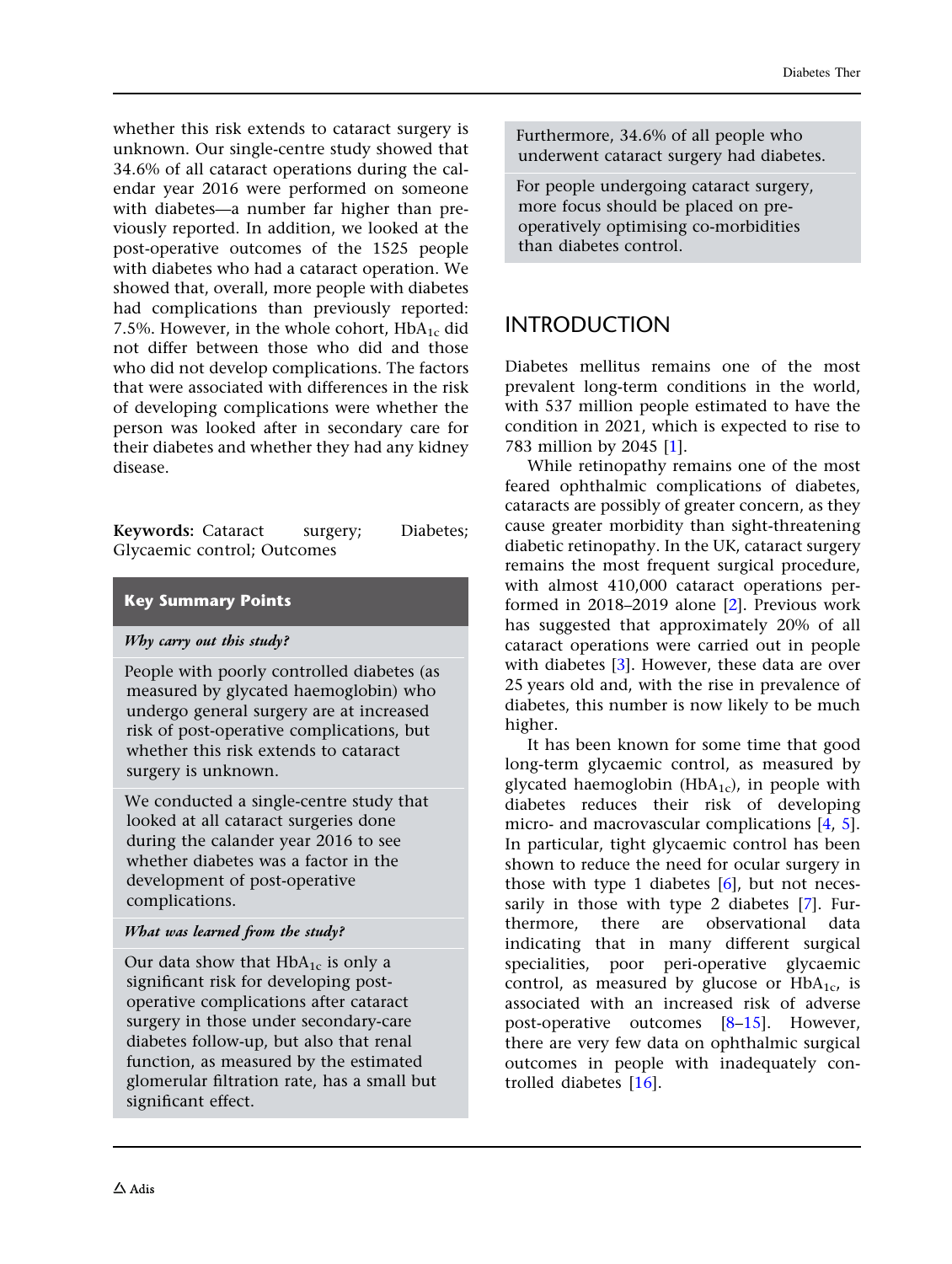whether this risk extends to cataract surgery is unknown. Our single-centre study showed that 34.6% of all cataract operations during the calendar year 2016 were performed on someone with diabetes—a number far higher than previously reported. In addition, we looked at the post-operative outcomes of the 1525 people with diabetes who had a cataract operation. We showed that, overall, more people with diabetes had complications than previously reported: 7.5%. However, in the whole cohort, $HbA_{1c}$ did not differ between those who did and those who did not develop complications. The factors that were associated with differences in the risk of developing complications were whether the person was looked after in secondary care for their diabetes and whether they had any kidney disease.

**Keywords:** Cataract surgery; Diabetes; Glycaemic control; Outcomes

**Key Summary Points**

*Why carry out this study?*

People with poorly controlled diabetes (as measured by glycated haemoglobin) who undergo general surgery are at increased risk of post-operative complications, but whether this risk extends to cataract surgery is unknown.

We conducted a single-centre study that looked at all cataract surgeries done during the calander year 2016 to see whether diabetes was a factor in the development of post-operative complications.

*What was learned from the study?*

Our data show that $HbA_{1c}$ is only a significant risk for developing post-operative complications after cataract surgery in those under secondary-care diabetes follow-up, but also that renal function, as measured by the estimated glomerular filtration rate, has a small but significant effect.

Furthermore, 34.6% of all people who underwent cataract surgery had diabetes.

For people undergoing cataract surgery, more focus should be placed on pre-operatively optimising co-morbidities than diabetes control.

## INTRODUCTION

Diabetes mellitus remains one of the most prevalent long-term conditions in the world, with 537 million people estimated to have the condition in 2021, which is expected to rise to 783 million by 2045 [1].

While retinopathy remains one of the most feared ophthalmic complications of diabetes, cataracts are possibly of greater concern, as they cause greater morbidity than sight-threatening diabetic retinopathy. In the UK, cataract surgery remains the most frequent surgical procedure, with almost 410,000 cataract operations performed in 2018–2019 alone [2]. Previous work has suggested that approximately 20% of all cataract operations were carried out in people with diabetes [3]. However, these data are over 25 years old and, with the rise in prevalence of diabetes, this number is now likely to be much higher.

It has been known for some time that good long-term glycaemic control, as measured by glycated haemoglobin ($HbA_{1c}$), in people with diabetes reduces their risk of developing micro- and macrovascular complications [4, 5]. In particular, tight glycaemic control has been shown to reduce the need for ocular surgery in those with type 1 diabetes [6], but not necessarily in those with type 2 diabetes [7]. Furthermore, there are observational data indicating that in many different surgical specialities, poor peri-operative glycaemic control, as measured by glucose or $HbA_{1c}$, is associated with an increased risk of adverse post-operative outcomes [8–15]. However, there are very few data on ophthalmic surgical outcomes in people with inadequately controlled diabetes [16].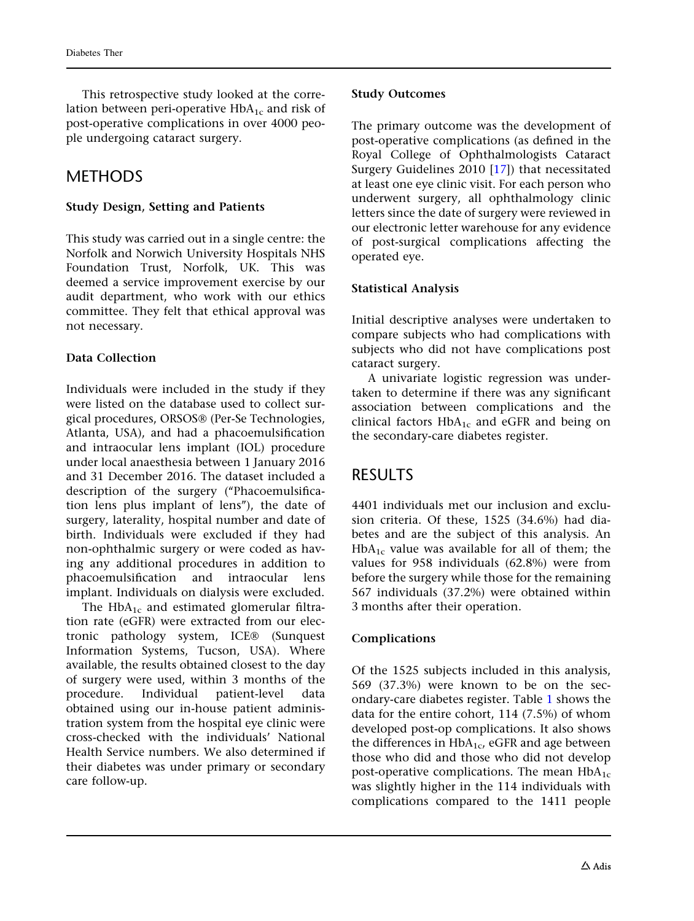This retrospective study looked at the correlation between peri-operative $HbA_{1c}$ and risk of post-operative complications in over 4000 people undergoing cataract surgery.

## METHODS

### Study Design, Setting and Patients

This study was carried out in a single centre: the Norfolk and Norwich University Hospitals NHS Foundation Trust, Norfolk, UK. This was deemed a service improvement exercise by our audit department, who work with our ethics committee. They felt that ethical approval was not necessary.

### Data Collection

Individuals were included in the study if they were listed on the database used to collect surgical procedures, ORSOS® (Per-Se Technologies, Atlanta, USA), and had a phacoemulsification and intraocular lens implant (IOL) procedure under local anaesthesia between 1 January 2016 and 31 December 2016. The dataset included a description of the surgery ("Phacoemulsification lens plus implant of lens"), the date of surgery, laterality, hospital number and date of birth. Individuals were excluded if they had non-ophthalmic surgery or were coded as having any additional procedures in addition to phacoemulsification and intraocular lens implant. Individuals on dialysis were excluded.

The $HbA_{1c}$ and estimated glomerular filtration rate (eGFR) were extracted from our electronic pathology system, ICE® (Sunquest Information Systems, Tucson, USA). Where available, the results obtained closest to the day of surgery were used, within 3 months of the procedure. Individual patient-level data obtained using our in-house patient administration system from the hospital eye clinic were cross-checked with the individuals' National Health Service numbers. We also determined if their diabetes was under primary or secondary care follow-up.

### Study Outcomes

The primary outcome was the development of post-operative complications (as defined in the Royal College of Ophthalmologists Cataract Surgery Guidelines 2010 [17]) that necessitated at least one eye clinic visit. For each person who underwent surgery, all ophthalmology clinic letters since the date of surgery were reviewed in our electronic letter warehouse for any evidence of post-surgical complications affecting the operated eye.

### Statistical Analysis

Initial descriptive analyses were undertaken to compare subjects who had complications with subjects who did not have complications post cataract surgery.

A univariate logistic regression was undertaken to determine if there was any significant association between complications and the clinical factors $HbA_{1c}$ and eGFR and being on the secondary-care diabetes register.

## RESULTS

4401 individuals met our inclusion and exclusion criteria. Of these, 1525 (34.6%) had diabetes and are the subject of this analysis. An $HbA_{1c}$ value was available for all of them; the values for 958 individuals (62.8%) were from before the surgery while those for the remaining 567 individuals (37.2%) were obtained within 3 months after their operation.

### Complications

Of the 1525 subjects included in this analysis, 569 (37.3%) were known to be on the secondary-care diabetes register. Table 1 shows the data for the entire cohort, 114 (7.5%) of whom developed post-op complications. It also shows the differences in $HbA_{1c}$, eGFR and age between those who did and those who did not develop post-operative complications. The mean $HbA_{1c}$ was slightly higher in the 114 individuals with complications compared to the 1411 people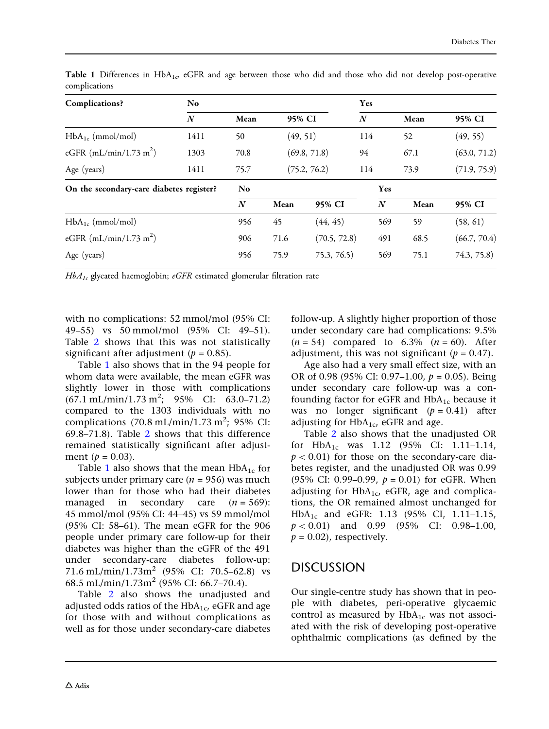**Table 1** Differences in $HbA_{1c}$, eGFR and age between those who did and those who did not develop post-operative complications

| Complications? | No | | | Yes | | |
|---|---|---|---|---|---|---|
| | *N* | Mean | 95% CI | *N* | Mean | 95% CI |
| $HbA_{1c}$ (mmol/mol) | 1411 | 50 | (49, 51) | 114 | 52 | (49, 55) |
| eGFR (mL/min/1.73 $m^2$) | 1303 | 70.8 | (69.8, 71.8) | 94 | 67.1 | (63.0, 71.2) |
| Age (years) | 1411 | 75.7 | (75.2, 76.2) | 114 | 73.9 | (71.9, 75.9) |
| **On the secondary-care diabetes register?** | **No** | | | **Yes** | | |
| | *N* | Mean | 95% CI | *N* | Mean | 95% CI |
| $HbA_{1c}$ (mmol/mol) | 956 | 45 | (44, 45) | 569 | 59 | (58, 61) |
| eGFR (mL/min/1.73 $m^2$) | 906 | 71.6 | (70.5, 72.8) | 491 | 68.5 | (66.7, 70.4) |
| Age (years) | 956 | 75.9 | 75.3, 76.5) | 569 | 75.1 | 74.3, 75.8) |

*$HbA_{1c}$* glycated haemoglobin; *eGFR* estimated glomerular filtration rate

with no complications: 52 mmol/mol (95% CI: 49–55) vs 50 mmol/mol (95% CI: 49–51). Table 2 shows that this was not statistically significant after adjustment ($p = 0.85$).

Table 1 also shows that in the 94 people for whom data were available, the mean eGFR was slightly lower in those with complications (67.1 mL/min/1.73 $m^2$; 95% CI: 63.0–71.2) compared to the 1303 individuals with no complications (70.8 mL/min/1.73 $m^2$; 95% CI: 69.8–71.8). Table 2 shows that this difference remained statistically significant after adjustment ($p = 0.03$).

Table 1 also shows that the mean $HbA_{1c}$ for subjects under primary care ($n = 956$) was much lower than for those who had their diabetes managed in secondary care ($n = 569$): 45 mmol/mol (95% CI: 44–45) vs 59 mmol/mol (95% CI: 58–61). The mean eGFR for the 906 people under primary care follow-up for their diabetes was higher than the eGFR of the 491 under secondary-care diabetes follow-up: 71.6 mL/min/1.73$m^2$ (95% CI: 70.5–62.8) vs 68.5 mL/min/1.73$m^2$ (95% CI: 66.7–70.4).

Table 2 also shows the unadjusted and adjusted odds ratios of the $HbA_{1c}$, eGFR and age for those with and without complications as well as for those under secondary-care diabetes follow-up. A slightly higher proportion of those under secondary care had complications: 9.5% ($n = 54$) compared to 6.3% ($n = 60$). After adjustment, this was not significant ($p = 0.47$).

Age also had a very small effect size, with an OR of 0.98 (95% CI: 0.97–1.00, $p = 0.05$). Being under secondary care follow-up was a confounding factor for eGFR and $HbA_{1c}$ because it was no longer significant ($p = 0.41$) after adjusting for $HbA_{1c}$, eGFR and age.

Table 2 also shows that the unadjusted OR for $HbA_{1c}$ was 1.12 (95% CI: 1.11–1.14, $p < 0.01$) for those on the secondary-care diabetes register, and the unadjusted OR was 0.99 (95% CI: 0.99–0.99, $p = 0.01$) for eGFR. When adjusting for $HbA_{1c}$, eGFR, age and complications, the OR remained almost unchanged for $HbA_{1c}$ and eGFR: 1.13 (95% CI, 1.11–1.15, $p < 0.01$) and 0.99 (95% CI: 0.98–1.00, $p = 0.02$), respectively.

## DISCUSSION

Our single-centre study has shown that in people with diabetes, peri-operative glycaemic control as measured by $HbA_{1c}$ was not associated with the risk of developing post-operative ophthalmic complications (as defined by the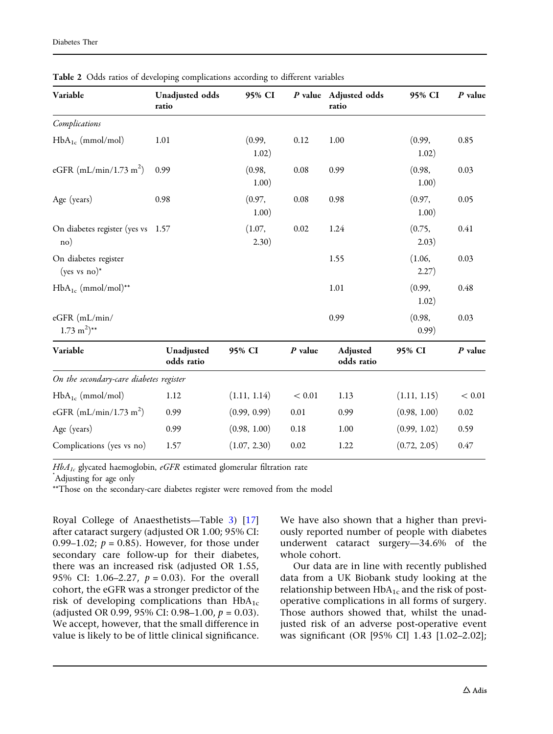**Table 2** Odds ratios of developing complications according to different variables

| Variable | Unadjusted odds ratio | 95% CI | *P* value | Adjusted odds ratio | 95% CI | *P* value |
|---|---|---|---|---|---|---|
| *Complications* | | | | | | |
| $HbA_{1c}$ (mmol/mol) | 1.01 | (0.99, 1.02) | 0.12 | 1.00 | (0.99, 1.02) | 0.85 |
| eGFR (mL/min/1.73 $m^2$) | 0.99 | (0.98, 1.00) | 0.08 | 0.99 | (0.98, 1.00) | 0.03 |
| Age (years) | 0.98 | (0.97, 1.00) | 0.08 | 0.98 | (0.97, 1.00) | 0.05 |
| On diabetes register (yes vs no) | 1.57 | (1.07, 2.30) | 0.02 | 1.24 | (0.75, 2.03) | 0.41 |
| On diabetes register (yes vs no)* | | | | 1.55 | (1.06, 2.27) | 0.03 |
| $HbA_{1c}$ (mmol/mol)** | | | | 1.01 | (0.99, 1.02) | 0.48 |
| eGFR (mL/min/1.73 $m^2$)** | | | | 0.99 | (0.98, 0.99) | 0.03 |
| **Variable** | **Unadjusted odds ratio** | **95% CI** | ***P* value** | **Adjusted odds ratio** | **95% CI** | ***P* value** |
| *On the secondary-care diabetes register* | | | | | | |
| $HbA_{1c}$ (mmol/mol) | 1.12 | (1.11, 1.14) | < 0.01 | 1.13 | (1.11, 1.15) | < 0.01 |
| eGFR (mL/min/1.73 $m^2$) | 0.99 | (0.99, 0.99) | 0.01 | 0.99 | (0.98, 1.00) | 0.02 |
| Age (years) | 0.99 | (0.98, 1.00) | 0.18 | 1.00 | (0.99, 1.02) | 0.59 |
| Complications (yes vs no) | 1.57 | (1.07, 2.30) | 0.02 | 1.22 | (0.72, 2.05) | 0.47 |

*$HbA_{1c}$* glycated haemoglobin, *eGFR* estimated glomerular filtration rate

*Adjusting for age only

**Those on the secondary-care diabetes register were removed from the model

Royal College of Anaesthetists—Table 3) [17] after cataract surgery (adjusted OR 1.00; 95% CI: 0.99–1.02; $p = 0.85$). However, for those under secondary care follow-up for their diabetes, there was an increased risk (adjusted OR 1.55, 95% CI: 1.06–2.27, $p = 0.03$). For the overall cohort, the eGFR was a stronger predictor of the risk of developing complications than $HbA_{1c}$ (adjusted OR 0.99, 95% CI: 0.98–1.00, $p = 0.03$). We accept, however, that the small difference in value is likely to be of little clinical significance.

We have also shown that a higher than previously reported number of people with diabetes underwent cataract surgery—34.6% of the whole cohort.

Our data are in line with recently published data from a UK Biobank study looking at the relationship between $HbA_{1c}$ and the risk of post-operative complications in all forms of surgery. Those authors showed that, whilst the unadjusted risk of an adverse post-operative event was significant (OR [95% CI] 1.43 [1.02–2.02];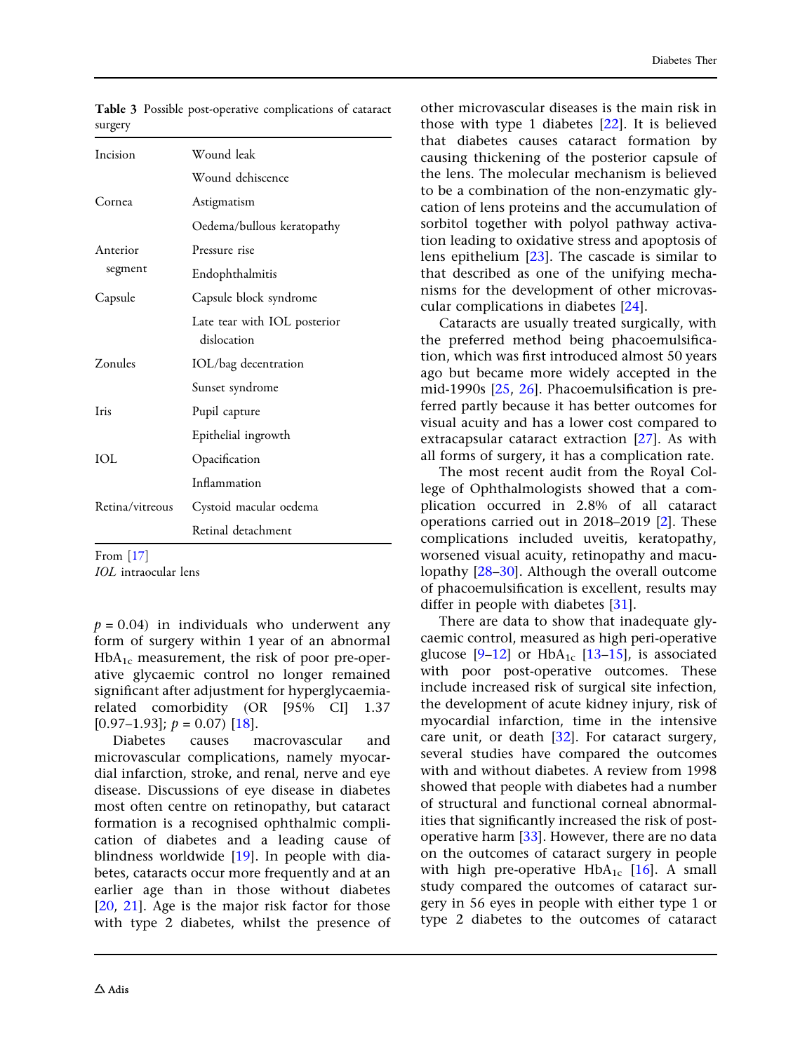Table 3 Possible post-operative complications of cataract surgery

| | |
|---|---|
| Incision | Wound leak |
| | Wound dehiscence |
| Cornea | Astigmatism |
| | Oedema/bullous keratopathy |
| Anterior segment | Pressure rise |
| | Endophthalmitis |
| Capsule | Capsule block syndrome |
| | Late tear with IOL posterior dislocation |
| Zonules | IOL/bag decentration |
| | Sunset syndrome |
| Iris | Pupil capture |
| | Epithelial ingrowth |
| IOL | Opacification |
| | Inflammation |
| Retina/vitreous | Cystoid macular oedema |
| | Retinal detachment |

From [17]

*IOL* intraocular lens

$p = 0.04$) in individuals who underwent any form of surgery within 1 year of an abnormal $HbA_{1c}$ measurement, the risk of poor pre-operative glycaemic control no longer remained significant after adjustment for hyperglycaemia-related comorbidity (OR [95% CI] 1.37 [0.97–1.93]; $p = 0.07$) [18].

Diabetes causes macrovascular and microvascular complications, namely myocardial infarction, stroke, and renal, nerve and eye disease. Discussions of eye disease in diabetes most often centre on retinopathy, but cataract formation is a recognised ophthalmic complication of diabetes and a leading cause of blindness worldwide [19]. In people with diabetes, cataracts occur more frequently and at an earlier age than in those without diabetes [20, 21]. Age is the major risk factor for those with type 2 diabetes, whilst the presence of other microvascular diseases is the main risk in those with type 1 diabetes [22]. It is believed that diabetes causes cataract formation by causing thickening of the posterior capsule of the lens. The molecular mechanism is believed to be a combination of the non-enzymatic glycation of lens proteins and the accumulation of sorbitol together with polyol pathway activation leading to oxidative stress and apoptosis of lens epithelium [23]. The cascade is similar to that described as one of the unifying mechanisms for the development of other microvascular complications in diabetes [24].

Cataracts are usually treated surgically, with the preferred method being phacoemulsification, which was first introduced almost 50 years ago but became more widely accepted in the mid-1990s [25, 26]. Phacoemulsification is preferred partly because it has better outcomes for visual acuity and has a lower cost compared to extracapsular cataract extraction [27]. As with all forms of surgery, it has a complication rate.

The most recent audit from the Royal College of Ophthalmologists showed that a complication occurred in 2.8% of all cataract operations carried out in 2018–2019 [2]. These complications included uveitis, keratopathy, worsened visual acuity, retinopathy and maculopathy [28–30]. Although the overall outcome of phacoemulsification is excellent, results may differ in people with diabetes [31].

There are data to show that inadequate glycaemic control, measured as high peri-operative glucose [9–12] or $HbA_{1c}$ [13–15], is associated with poor post-operative outcomes. These include increased risk of surgical site infection, the development of acute kidney injury, risk of myocardial infarction, time in the intensive care unit, or death [32]. For cataract surgery, several studies have compared the outcomes with and without diabetes. A review from 1998 showed that people with diabetes had a number of structural and functional corneal abnormalities that significantly increased the risk of post-operative harm [33]. However, there are no data on the outcomes of cataract surgery in people with high pre-operative $HbA_{1c}$ [16]. A small study compared the outcomes of cataract surgery in 56 eyes in people with either type 1 or type 2 diabetes to the outcomes of cataract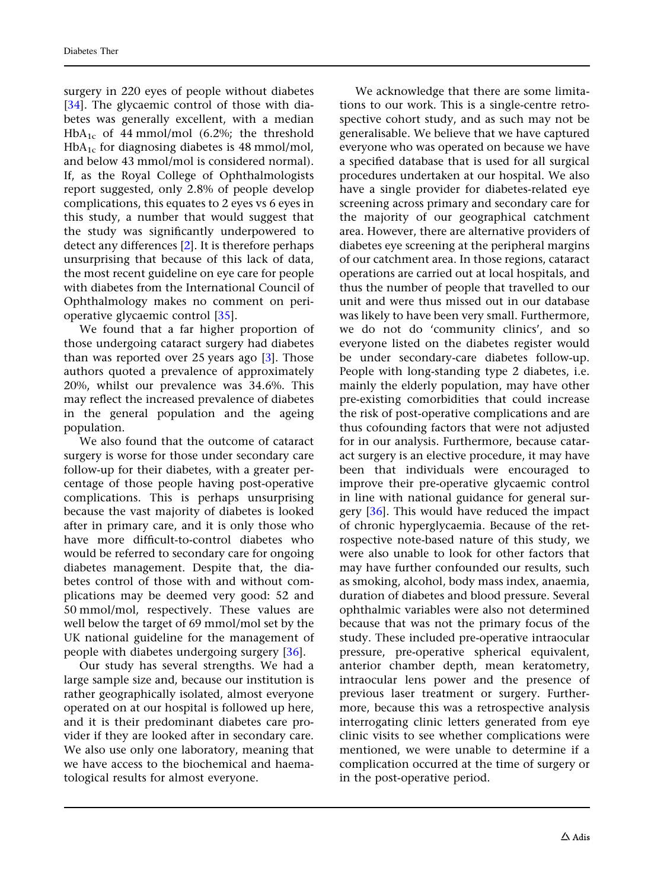surgery in 220 eyes of people without diabetes [34]. The glycaemic control of those with diabetes was generally excellent, with a median $HbA_{1c}$ of 44 mmol/mol (6.2%; the threshold $HbA_{1c}$ for diagnosing diabetes is 48 mmol/mol, and below 43 mmol/mol is considered normal). If, as the Royal College of Ophthalmologists report suggested, only 2.8% of people develop complications, this equates to 2 eyes vs 6 eyes in this study, a number that would suggest that the study was significantly underpowered to detect any differences [2]. It is therefore perhaps unsurprising that because of this lack of data, the most recent guideline on eye care for people with diabetes from the International Council of Ophthalmology makes no comment on peri-operative glycaemic control [35].

We found that a far higher proportion of those undergoing cataract surgery had diabetes than was reported over 25 years ago [3]. Those authors quoted a prevalence of approximately 20%, whilst our prevalence was 34.6%. This may reflect the increased prevalence of diabetes in the general population and the ageing population.

We also found that the outcome of cataract surgery is worse for those under secondary care follow-up for their diabetes, with a greater percentage of those people having post-operative complications. This is perhaps unsurprising because the vast majority of diabetes is looked after in primary care, and it is only those who have more difficult-to-control diabetes who would be referred to secondary care for ongoing diabetes management. Despite that, the diabetes control of those with and without complications may be deemed very good: 52 and 50 mmol/mol, respectively. These values are well below the target of 69 mmol/mol set by the UK national guideline for the management of people with diabetes undergoing surgery [36].

Our study has several strengths. We had a large sample size and, because our institution is rather geographically isolated, almost everyone operated on at our hospital is followed up here, and it is their predominant diabetes care provider if they are looked after in secondary care. We also use only one laboratory, meaning that we have access to the biochemical and haematological results for almost everyone.

We acknowledge that there are some limitations to our work. This is a single-centre retrospective cohort study, and as such may not be generalisable. We believe that we have captured everyone who was operated on because we have a specified database that is used for all surgical procedures undertaken at our hospital. We also have a single provider for diabetes-related eye screening across primary and secondary care for the majority of our geographical catchment area. However, there are alternative providers of diabetes eye screening at the peripheral margins of our catchment area. In those regions, cataract operations are carried out at local hospitals, and thus the number of people that travelled to our unit and were thus missed out in our database was likely to have been very small. Furthermore, we do not do 'community clinics', and so everyone listed on the diabetes register would be under secondary-care diabetes follow-up. People with long-standing type 2 diabetes, i.e. mainly the elderly population, may have other pre-existing comorbidities that could increase the risk of post-operative complications and are thus cofounding factors that were not adjusted for in our analysis. Furthermore, because cataract surgery is an elective procedure, it may have been that individuals were encouraged to improve their pre-operative glycaemic control in line with national guidance for general surgery [36]. This would have reduced the impact of chronic hyperglycaemia. Because of the retrospective note-based nature of this study, we were also unable to look for other factors that may have further confounded our results, such as smoking, alcohol, body mass index, anaemia, duration of diabetes and blood pressure. Several ophthalmic variables were also not determined because that was not the primary focus of the study. These included pre-operative intraocular pressure, pre-operative spherical equivalent, anterior chamber depth, mean keratometry, intraocular lens power and the presence of previous laser treatment or surgery. Furthermore, because this was a retrospective analysis interrogating clinic letters generated from eye clinic visits to see whether complications were mentioned, we were unable to determine if a complication occurred at the time of surgery or in the post-operative period.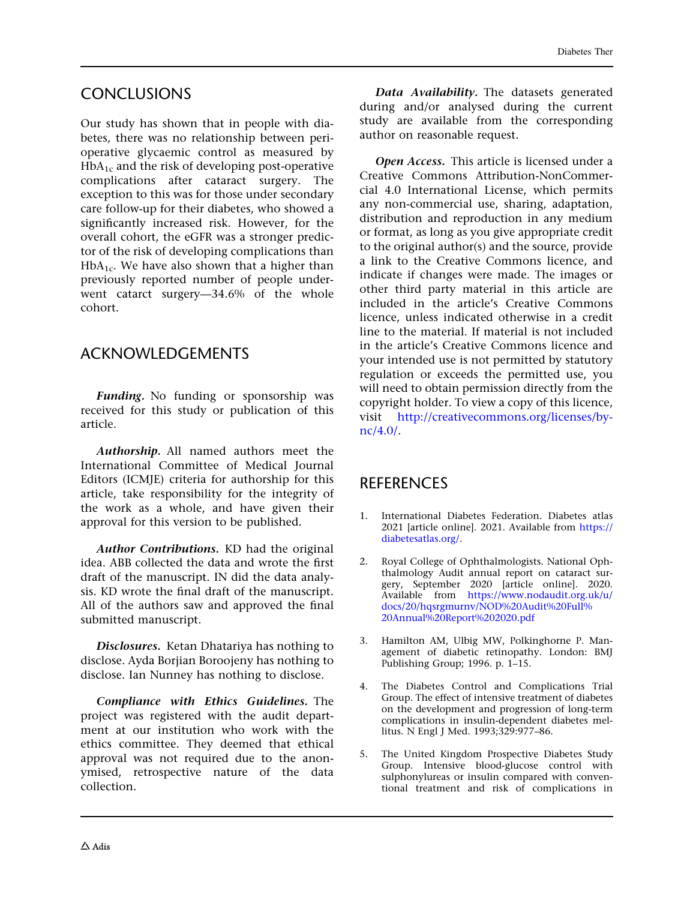## CONCLUSIONS

Our study has shown that in people with diabetes, there was no relationship between peri-operative glycaemic control as measured by $HbA_{1c}$ and the risk of developing post-operative complications after cataract surgery. The exception to this was for those under secondary care follow-up for their diabetes, who showed a significantly increased risk. However, for the overall cohort, the eGFR was a stronger predictor of the risk of developing complications than $HbA_{1c}$. We have also shown that a higher than previously reported number of people underwent catarct surgery—34.6% of the whole cohort.

## ACKNOWLEDGEMENTS

***Funding.*** No funding or sponsorship was received for this study or publication of this article.

***Authorship.*** All named authors meet the International Committee of Medical Journal Editors (ICMJE) criteria for authorship for this article, take responsibility for the integrity of the work as a whole, and have given their approval for this version to be published.

***Author Contributions.*** KD had the original idea. ABB collected the data and wrote the first draft of the manuscript. IN did the data analysis. KD wrote the final draft of the manuscript. All of the authors saw and approved the final submitted manuscript.

***Disclosures.*** Ketan Dhatariya has nothing to disclose. Ayda Borjian Boroojeny has nothing to disclose. Ian Nunney has nothing to disclose.

***Compliance with Ethics Guidelines.*** The project was registered with the audit department at our institution who work with the ethics committee. They deemed that ethical approval was not required due to the anonymised, retrospective nature of the data collection.

***Data Availability.*** The datasets generated during and/or analysed during the current study are available from the corresponding author on reasonable request.

***Open Access.*** This article is licensed under a Creative Commons Attribution-NonCommercial 4.0 International License, which permits any non-commercial use, sharing, adaptation, distribution and reproduction in any medium or format, as long as you give appropriate credit to the original author(s) and the source, provide a link to the Creative Commons licence, and indicate if changes were made. The images or other third party material in this article are included in the article's Creative Commons licence, unless indicated otherwise in a credit line to the material. If material is not included in the article's Creative Commons licence and your intended use is not permitted by statutory regulation or exceeds the permitted use, you will need to obtain permission directly from the copyright holder. To view a copy of this licence, visit http://creativecommons.org/licenses/by-nc/4.0/.

## REFERENCES

1. International Diabetes Federation. Diabetes atlas 2021 [article online]. 2021. Available from https://diabetesatlas.org/.
2. Royal College of Ophthalmologists. National Ophthalmology Audit annual report on cataract surgery, September 2020 [article online]. 2020. Available from https://www.nodaudit.org.uk/u/docs/20/hqsrgmurnv/NOD%20Audit%20Full%20Annual%20Report%202020.pdf
3. Hamilton AM, Ulbig MW, Polkinghorne P. Management of diabetic retinopathy. London: BMJ Publishing Group; 1996. p. 1–15.
4. The Diabetes Control and Complications Trial Group. The effect of intensive treatment of diabetes on the development and progression of long-term complications in insulin-dependent diabetes mellitus. N Engl J Med. 1993;329:977–86.
5. The United Kingdom Prospective Diabetes Study Group. Intensive blood-glucose control with sulphonylureas or insulin compared with conventional treatment and risk of complications in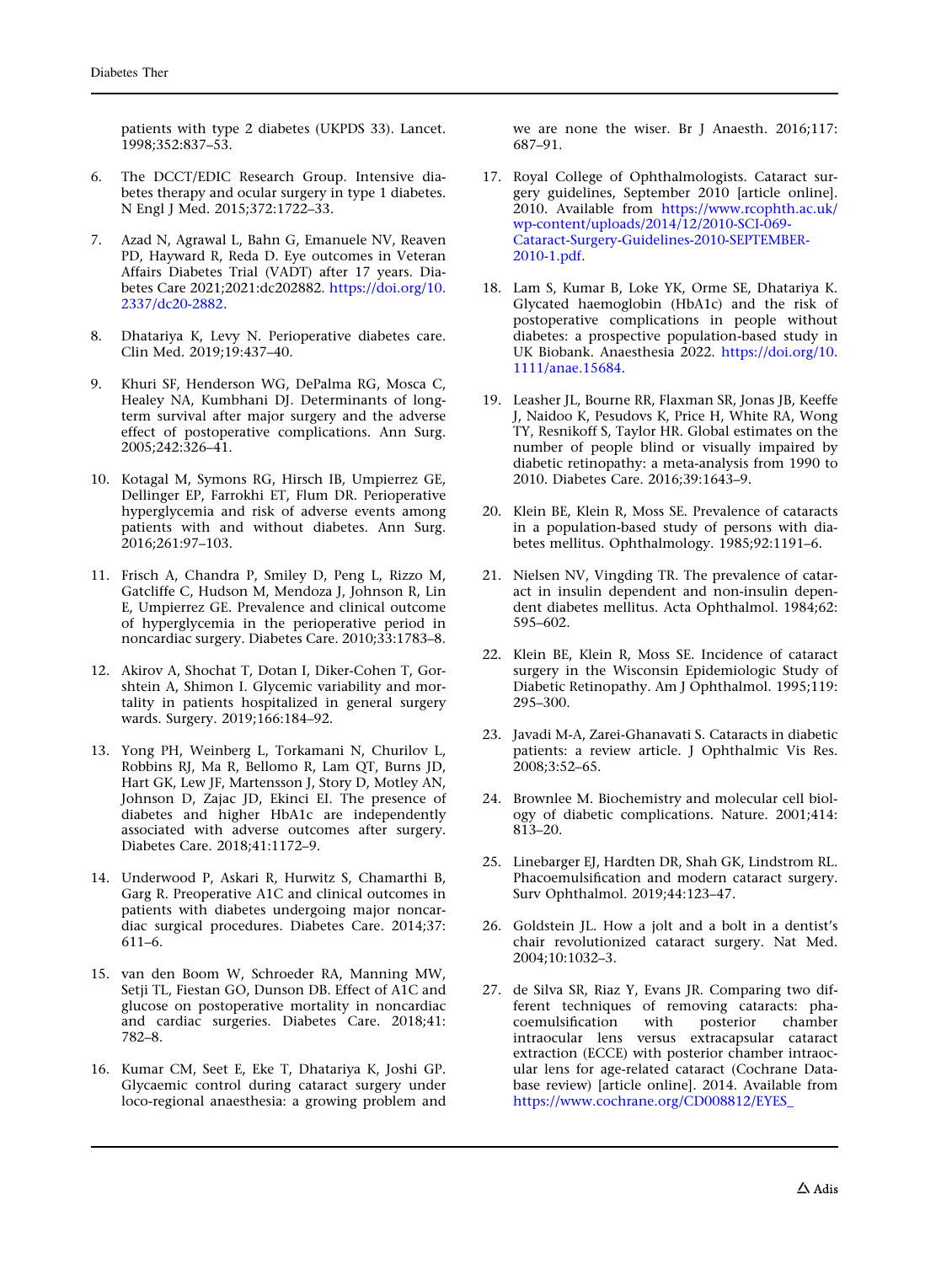patients with type 2 diabetes (UKPDS 33). Lancet. 1998;352:837–53.

6. The DCCT/EDIC Research Group. Intensive diabetes therapy and ocular surgery in type 1 diabetes. N Engl J Med. 2015;372:1722–33.

7. Azad N, Agrawal L, Bahn G, Emanuele NV, Reaven PD, Hayward R, Reda D. Eye outcomes in Veteran Affairs Diabetes Trial (VADT) after 17 years. Diabetes Care 2021;2021:dc202882. https://doi.org/10.2337/dc20-2882.

8. Dhatariya K, Levy N. Perioperative diabetes care. Clin Med. 2019;19:437–40.

9. Khuri SF, Henderson WG, DePalma RG, Mosca C, Healey NA, Kumbhani DJ. Determinants of long-term survival after major surgery and the adverse effect of postoperative complications. Ann Surg. 2005;242:326–41.

10. Kotagal M, Symons RG, Hirsch IB, Umpierrez GE, Dellinger EP, Farrokhi ET, Flum DR. Perioperative hyperglycemia and risk of adverse events among patients with and without diabetes. Ann Surg. 2016;261:97–103.

11. Frisch A, Chandra P, Smiley D, Peng L, Rizzo M, Gatcliffe C, Hudson M, Mendoza J, Johnson R, Lin E, Umpierrez GE. Prevalence and clinical outcome of hyperglycemia in the perioperative period in noncardiac surgery. Diabetes Care. 2010;33:1783–8.

12. Akirov A, Shochat T, Dotan I, Diker-Cohen T, Gorshtein A, Shimon I. Glycemic variability and mortality in patients hospitalized in general surgery wards. Surgery. 2019;166:184–92.

13. Yong PH, Weinberg L, Torkamani N, Churilov L, Robbins RJ, Ma R, Bellomo R, Lam QT, Burns JD, Hart GK, Lew JF, Martensson J, Story D, Motley AN, Johnson D, Zajac JD, Ekinci EI. The presence of diabetes and higher HbA1c are independently associated with adverse outcomes after surgery. Diabetes Care. 2018;41:1172–9.

14. Underwood P, Askari R, Hurwitz S, Chamarthi B, Garg R. Preoperative A1C and clinical outcomes in patients with diabetes undergoing major noncardiac surgical procedures. Diabetes Care. 2014;37:611–6.

15. van den Boom W, Schroeder RA, Manning MW, Setji TL, Fiestan GO, Dunson DB. Effect of A1C and glucose on postoperative mortality in noncardiac and cardiac surgeries. Diabetes Care. 2018;41:782–8.

16. Kumar CM, Seet E, Eke T, Dhatariya K, Joshi GP. Glycaemic control during cataract surgery under loco-regional anaesthesia: a growing problem and we are none the wiser. Br J Anaesth. 2016;117:687–91.

17. Royal College of Ophthalmologists. Cataract surgery guidelines, September 2010 [article online]. 2010. Available from https://www.rcophth.ac.uk/wp-content/uploads/2014/12/2010-SCI-069-Cataract-Surgery-Guidelines-2010-SEPTEMBER-2010-1.pdf.

18. Lam S, Kumar B, Loke YK, Orme SE, Dhatariya K. Glycated haemoglobin (HbA1c) and the risk of postoperative complications in people without diabetes: a prospective population-based study in UK Biobank. Anaesthesia 2022. https://doi.org/10.1111/anae.15684.

19. Leasher JL, Bourne RR, Flaxman SR, Jonas JB, Keeffe J, Naidoo K, Pesudovs K, Price H, White RA, Wong TY, Resnikoff S, Taylor HR. Global estimates on the number of people blind or visually impaired by diabetic retinopathy: a meta-analysis from 1990 to 2010. Diabetes Care. 2016;39:1643–9.

20. Klein BE, Klein R, Moss SE. Prevalence of cataracts in a population-based study of persons with diabetes mellitus. Ophthalmology. 1985;92:1191–6.

21. Nielsen NV, Vingding TR. The prevalence of cataract in insulin dependent and non-insulin dependent diabetes mellitus. Acta Ophthalmol. 1984;62:595–602.

22. Klein BE, Klein R, Moss SE. Incidence of cataract surgery in the Wisconsin Epidemiologic Study of Diabetic Retinopathy. Am J Ophthalmol. 1995;119:295–300.

23. Javadi M-A, Zarei-Ghanavati S. Cataracts in diabetic patients: a review article. J Ophthalmic Vis Res. 2008;3:52–65.

24. Brownlee M. Biochemistry and molecular cell biology of diabetic complications. Nature. 2001;414:813–20.

25. Linebarger EJ, Hardten DR, Shah GK, Lindstrom RL. Phacoemulsification and modern cataract surgery. Surv Ophthalmol. 2019;44:123–47.

26. Goldstein JL. How a jolt and a bolt in a dentist's chair revolutionized cataract surgery. Nat Med. 2004;10:1032–3.

27. de Silva SR, Riaz Y, Evans JR. Comparing two different techniques of removing cataracts: phacoemulsification with posterior chamber intraocular lens versus extracapsular cataract extraction (ECCE) with posterior chamber intraocular lens for age-related cataract (Cochrane Database review) [article online]. 2014. Available from https://www.cochrane.org/CD008812/EYES_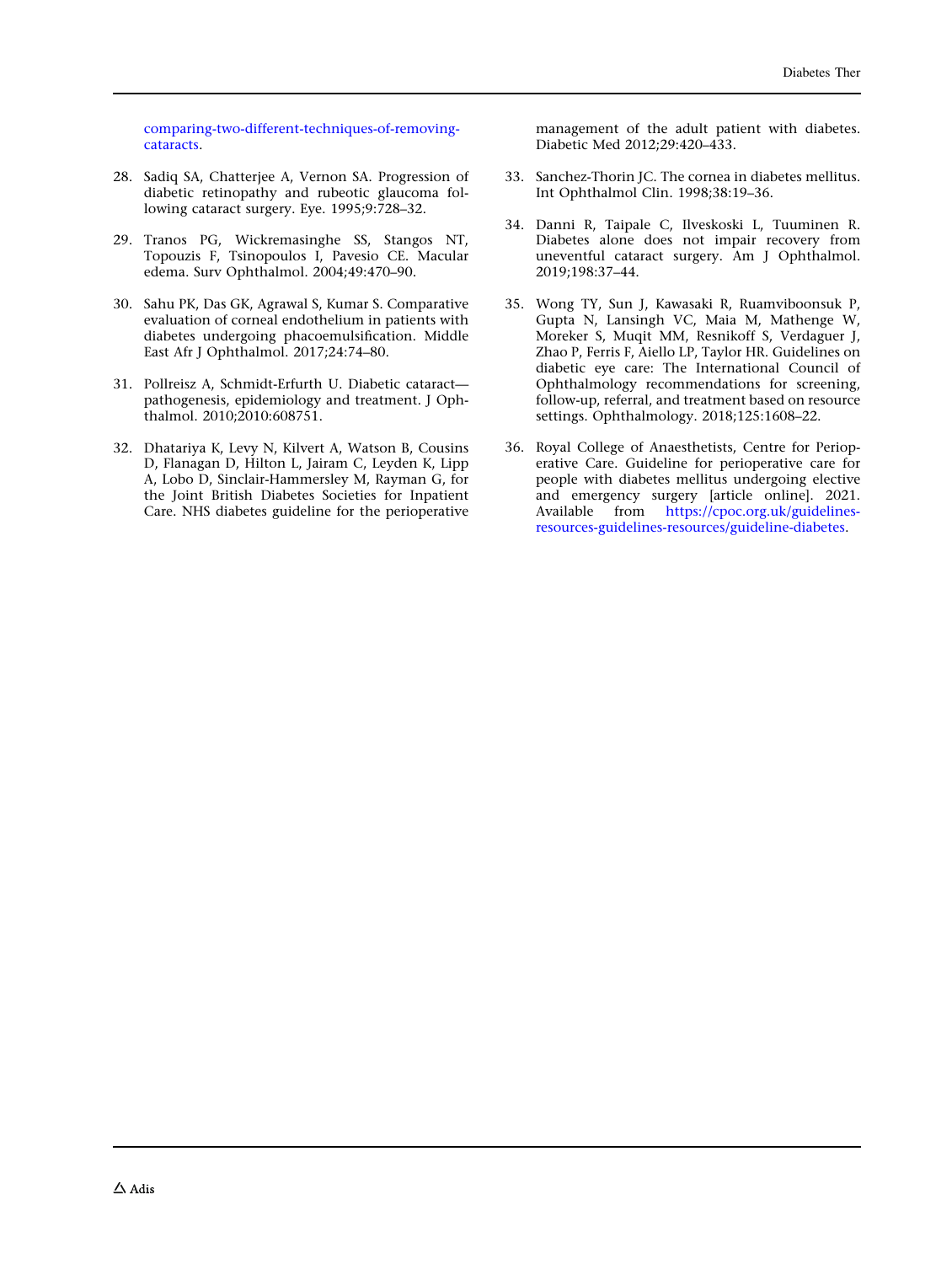comparing-two-different-techniques-of-removing-cataracts.

28. Sadiq SA, Chatterjee A, Vernon SA. Progression of diabetic retinopathy and rubeotic glaucoma following cataract surgery. Eye. 1995;9:728–32.

29. Tranos PG, Wickremasinghe SS, Stangos NT, Topouzis F, Tsinopoulos I, Pavesio CE. Macular edema. Surv Ophthalmol. 2004;49:470–90.

30. Sahu PK, Das GK, Agrawal S, Kumar S. Comparative evaluation of corneal endothelium in patients with diabetes undergoing phacoemulsification. Middle East Afr J Ophthalmol. 2017;24:74–80.

31. Pollreisz A, Schmidt-Erfurth U. Diabetic cataract—pathogenesis, epidemiology and treatment. J Ophthalmol. 2010;2010:608751.

32. Dhatariya K, Levy N, Kilvert A, Watson B, Cousins D, Flanagan D, Hilton L, Jairam C, Leyden K, Lipp A, Lobo D, Sinclair-Hammersley M, Rayman G, for the Joint British Diabetes Societies for Inpatient Care. NHS diabetes guideline for the perioperative management of the adult patient with diabetes. Diabetic Med 2012;29:420–433.

33. Sanchez-Thorin JC. The cornea in diabetes mellitus. Int Ophthalmol Clin. 1998;38:19–36.

34. Danni R, Taipale C, Ilveskoski L, Tuuminen R. Diabetes alone does not impair recovery from uneventful cataract surgery. Am J Ophthalmol. 2019;198:37–44.

35. Wong TY, Sun J, Kawasaki R, Ruamviboonsuk P, Gupta N, Lansingh VC, Maia M, Mathenge W, Moreker S, Muqit MM, Resnikoff S, Verdaguer J, Zhao P, Ferris F, Aiello LP, Taylor HR. Guidelines on diabetic eye care: The International Council of Ophthalmology recommendations for screening, follow-up, referral, and treatment based on resource settings. Ophthalmology. 2018;125:1608–22.

36. Royal College of Anaesthetists, Centre for Perioperative Care. Guideline for perioperative care for people with diabetes mellitus undergoing elective and emergency surgery [article online]. 2021. Available from https://cpoc.org.uk/guidelines-resources-guidelines-resources/guideline-diabetes.